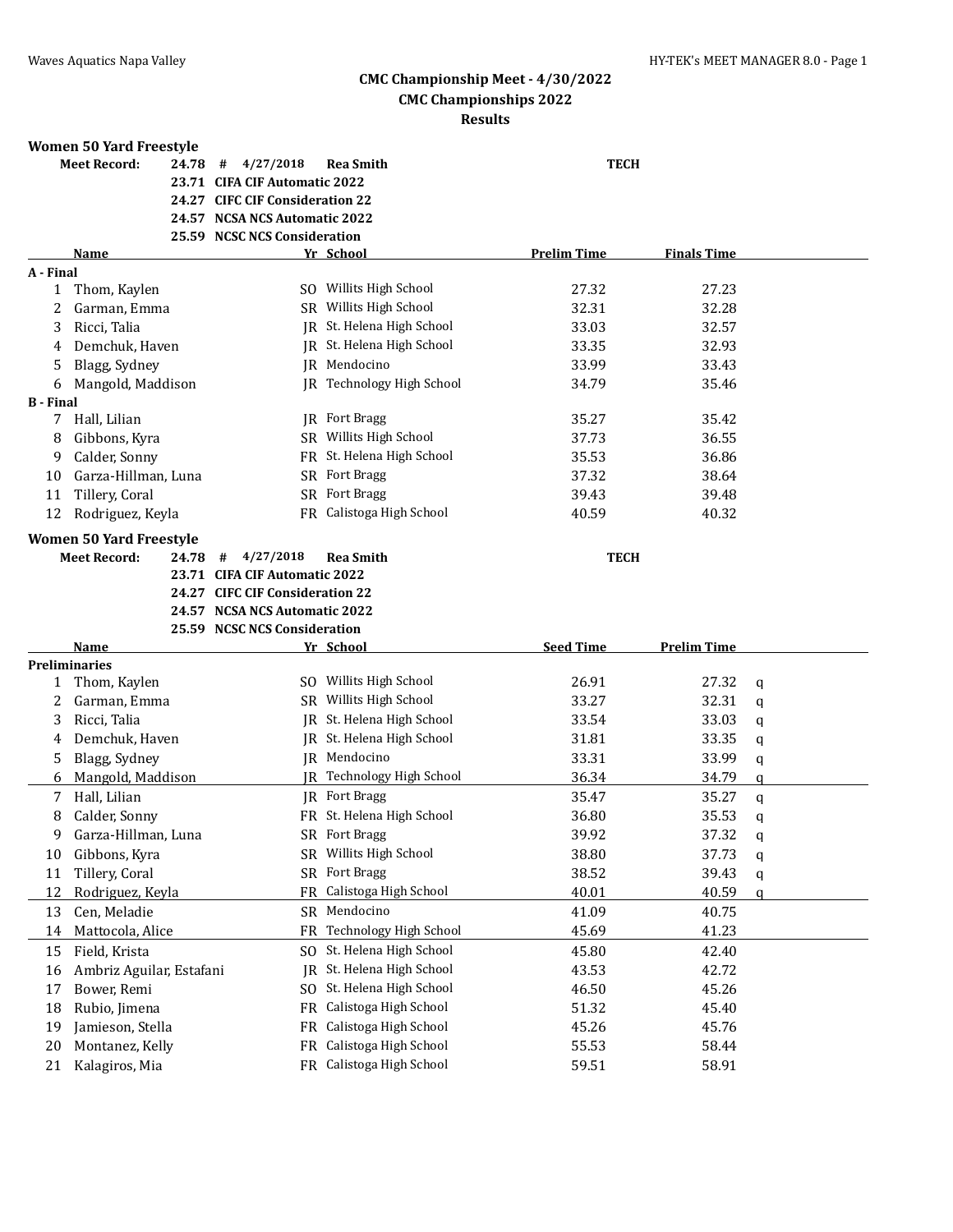# CMC Championship Meet - 4/30/2022

## CMC Championships 2022

## Results

### Women 50 Yard Freestyle

| | | | | |
|---|---|---|---|---|
| **Meet Record:** | **24.78** | **#** | **4/27/2018** | **Rea Smith** **TECH** |
| | **23.71** | **CIFA CIF Automatic 2022** | | |
| | **24.27** | **CIFC CIF Consideration 22** | | |
| | **24.57** | **NCSA NCS Automatic 2022** | | |
| | **25.59** | **NCSC NCS Consideration** | | |

| | Name | Yr | School | Prelim Time | Finals Time |
|---|---|---|---|---|---|
| **A - Final** | | | | | |
| 1 | Thom, Kaylen | SO | Willits High School | 27.32 | 27.23 |
| 2 | Garman, Emma | SR | Willits High School | 32.31 | 32.28 |
| 3 | Ricci, Talia | JR | St. Helena High School | 33.03 | 32.57 |
| 4 | Demchuk, Haven | JR | St. Helena High School | 33.35 | 32.93 |
| 5 | Blagg, Sydney | JR | Mendocino | 33.99 | 33.43 |
| 6 | Mangold, Maddison | JR | Technology High School | 34.79 | 35.46 |
| **B - Final** | | | | | |
| 7 | Hall, Lilian | JR | Fort Bragg | 35.27 | 35.42 |
| 8 | Gibbons, Kyra | SR | Willits High School | 37.73 | 36.55 |
| 9 | Calder, Sonny | FR | St. Helena High School | 35.53 | 36.86 |
| 10 | Garza-Hillman, Luna | SR | Fort Bragg | 37.32 | 38.64 |
| 11 | Tillery, Coral | SR | Fort Bragg | 39.43 | 39.48 |
| 12 | Rodriguez, Keyla | FR | Calistoga High School | 40.59 | 40.32 |

### Women 50 Yard Freestyle

| | | | | |
|---|---|---|---|---|
| **Meet Record:** | **24.78** | **#** | **4/27/2018** | **Rea Smith** **TECH** |
| | **23.71** | **CIFA CIF Automatic 2022** | | |
| | **24.27** | **CIFC CIF Consideration 22** | | |
| | **24.57** | **NCSA NCS Automatic 2022** | | |
| | **25.59** | **NCSC NCS Consideration** | | |

| | Name | Yr | School | Seed Time | Prelim Time | |
|---|---|---|---|---|---|---|
| **Preliminaries** | | | | | | |
| 1 | Thom, Kaylen | SO | Willits High School | 26.91 | 27.32 | q |
| 2 | Garman, Emma | SR | Willits High School | 33.27 | 32.31 | q |
| 3 | Ricci, Talia | JR | St. Helena High School | 33.54 | 33.03 | q |
| 4 | Demchuk, Haven | JR | St. Helena High School | 31.81 | 33.35 | q |
| 5 | Blagg, Sydney | JR | Mendocino | 33.31 | 33.99 | q |
| 6 | Mangold, Maddison | JR | Technology High School | 36.34 | 34.79 | q |
| 7 | Hall, Lilian | JR | Fort Bragg | 35.47 | 35.27 | q |
| 8 | Calder, Sonny | FR | St. Helena High School | 36.80 | 35.53 | q |
| 9 | Garza-Hillman, Luna | SR | Fort Bragg | 39.92 | 37.32 | q |
| 10 | Gibbons, Kyra | SR | Willits High School | 38.80 | 37.73 | q |
| 11 | Tillery, Coral | SR | Fort Bragg | 38.52 | 39.43 | q |
| 12 | Rodriguez, Keyla | FR | Calistoga High School | 40.01 | 40.59 | q |
| 13 | Cen, Meladie | SR | Mendocino | 41.09 | 40.75 | |
| 14 | Mattocola, Alice | FR | Technology High School | 45.69 | 41.23 | |
| 15 | Field, Krista | SO | St. Helena High School | 45.80 | 42.40 | |
| 16 | Ambriz Aguilar, Estafani | JR | St. Helena High School | 43.53 | 42.72 | |
| 17 | Bower, Remi | SO | St. Helena High School | 46.50 | 45.26 | |
| 18 | Rubio, Jimena | FR | Calistoga High School | 51.32 | 45.40 | |
| 19 | Jamieson, Stella | FR | Calistoga High School | 45.26 | 45.76 | |
| 20 | Montanez, Kelly | FR | Calistoga High School | 55.53 | 58.44 | |
| 21 | Kalagiros, Mia | FR | Calistoga High School | 59.51 | 58.91 | |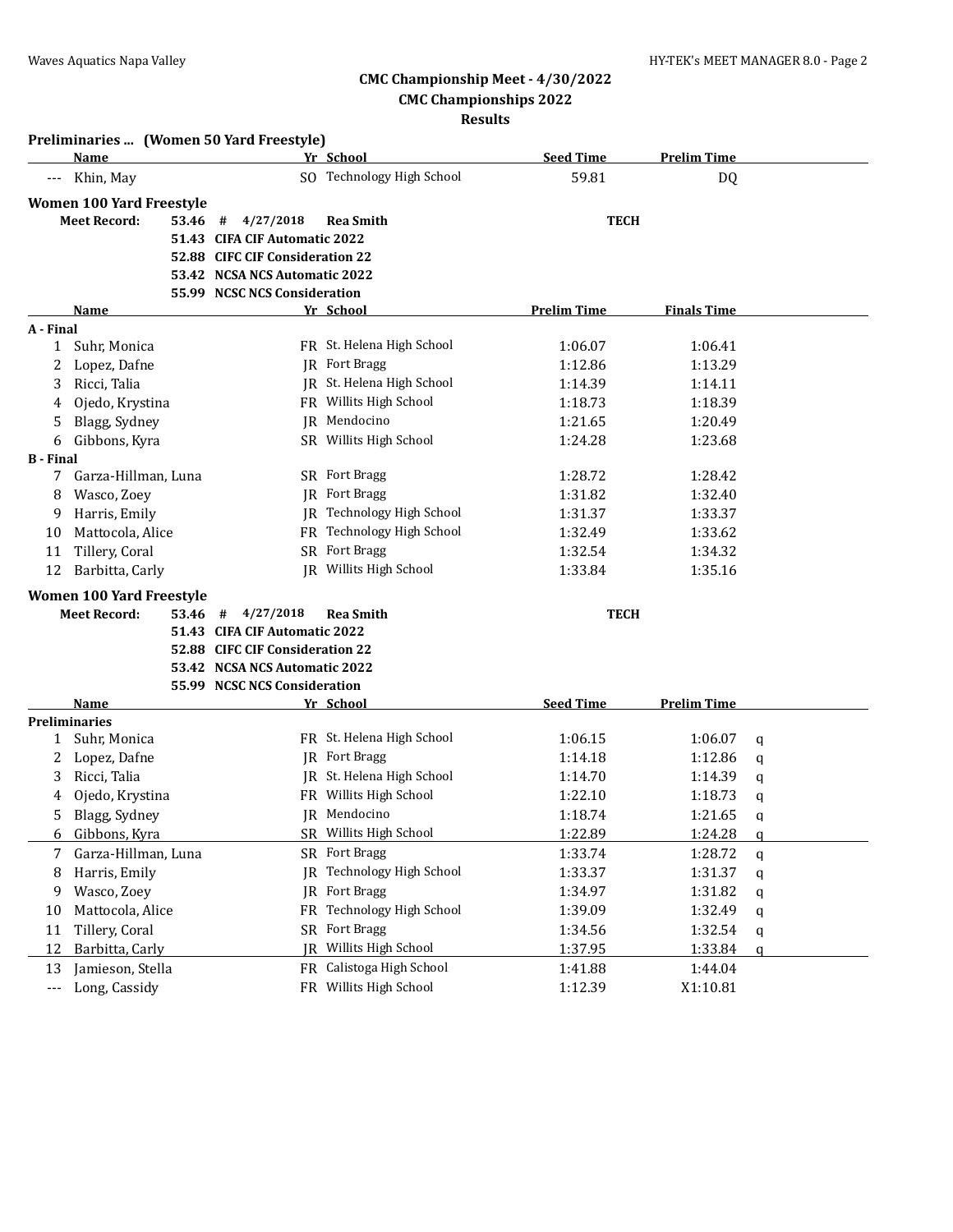### CMC Championship Meet - 4/30/2022

### CMC Championships 2022

### Results

**Preliminaries ... (Women 50 Yard Freestyle)**

| | Name | Yr | School | Seed Time | Prelim Time |
|---|---|---|---|---|---|
| --- | Khin, May | SO | Technology High School | 59.81 | DQ |

**Women 100 Yard Freestyle**

| | | | | | |
|---|---|---|---|---|---|
| **Meet Record:** | **53.46** | **#** | **4/27/2018** | **Rea Smith** | **TECH** |
| | **51.43** | **CIFA CIF Automatic 2022** | | | |
| | **52.88** | **CIFC CIF Consideration 22** | | | |
| | **53.42** | **NCSA NCS Automatic 2022** | | | |
| | **55.99** | **NCSC NCS Consideration** | | | |

| | Name | Yr | School | Prelim Time | Finals Time |
|---|---|---|---|---|---|
| **A - Final** | | | | | |
| 1 | Suhr, Monica | FR | St. Helena High School | 1:06.07 | 1:06.41 |
| 2 | Lopez, Dafne | JR | Fort Bragg | 1:12.86 | 1:13.29 |
| 3 | Ricci, Talia | JR | St. Helena High School | 1:14.39 | 1:14.11 |
| 4 | Ojedo, Krystina | FR | Willits High School | 1:18.73 | 1:18.39 |
| 5 | Blagg, Sydney | JR | Mendocino | 1:21.65 | 1:20.49 |
| 6 | Gibbons, Kyra | SR | Willits High School | 1:24.28 | 1:23.68 |
| **B - Final** | | | | | |
| 7 | Garza-Hillman, Luna | SR | Fort Bragg | 1:28.72 | 1:28.42 |
| 8 | Wasco, Zoey | JR | Fort Bragg | 1:31.82 | 1:32.40 |
| 9 | Harris, Emily | JR | Technology High School | 1:31.37 | 1:33.37 |
| 10 | Mattocola, Alice | FR | Technology High School | 1:32.49 | 1:33.62 |
| 11 | Tillery, Coral | SR | Fort Bragg | 1:32.54 | 1:34.32 |
| 12 | Barbitta, Carly | JR | Willits High School | 1:33.84 | 1:35.16 |

**Women 100 Yard Freestyle**

| | | | | | |
|---|---|---|---|---|---|
| **Meet Record:** | **53.46** | **#** | **4/27/2018** | **Rea Smith** | **TECH** |
| | **51.43** | **CIFA CIF Automatic 2022** | | | |
| | **52.88** | **CIFC CIF Consideration 22** | | | |
| | **53.42** | **NCSA NCS Automatic 2022** | | | |
| | **55.99** | **NCSC NCS Consideration** | | | |

| | Name | Yr | School | Seed Time | Prelim Time | |
|---|---|---|---|---|---|---|
| **Preliminaries** | | | | | | |
| 1 | Suhr, Monica | FR | St. Helena High School | 1:06.15 | 1:06.07 | q |
| 2 | Lopez, Dafne | JR | Fort Bragg | 1:14.18 | 1:12.86 | q |
| 3 | Ricci, Talia | JR | St. Helena High School | 1:14.70 | 1:14.39 | q |
| 4 | Ojedo, Krystina | FR | Willits High School | 1:22.10 | 1:18.73 | q |
| 5 | Blagg, Sydney | JR | Mendocino | 1:18.74 | 1:21.65 | q |
| 6 | Gibbons, Kyra | SR | Willits High School | 1:22.89 | 1:24.28 | q |
| 7 | Garza-Hillman, Luna | SR | Fort Bragg | 1:33.74 | 1:28.72 | q |
| 8 | Harris, Emily | JR | Technology High School | 1:33.37 | 1:31.37 | q |
| 9 | Wasco, Zoey | JR | Fort Bragg | 1:34.97 | 1:31.82 | q |
| 10 | Mattocola, Alice | FR | Technology High School | 1:39.09 | 1:32.49 | q |
| 11 | Tillery, Coral | SR | Fort Bragg | 1:34.56 | 1:32.54 | q |
| 12 | Barbitta, Carly | JR | Willits High School | 1:37.95 | 1:33.84 | q |
| 13 | Jamieson, Stella | FR | Calistoga High School | 1:41.88 | 1:44.04 | |
| --- | Long, Cassidy | FR | Willits High School | 1:12.39 | X1:10.81 | |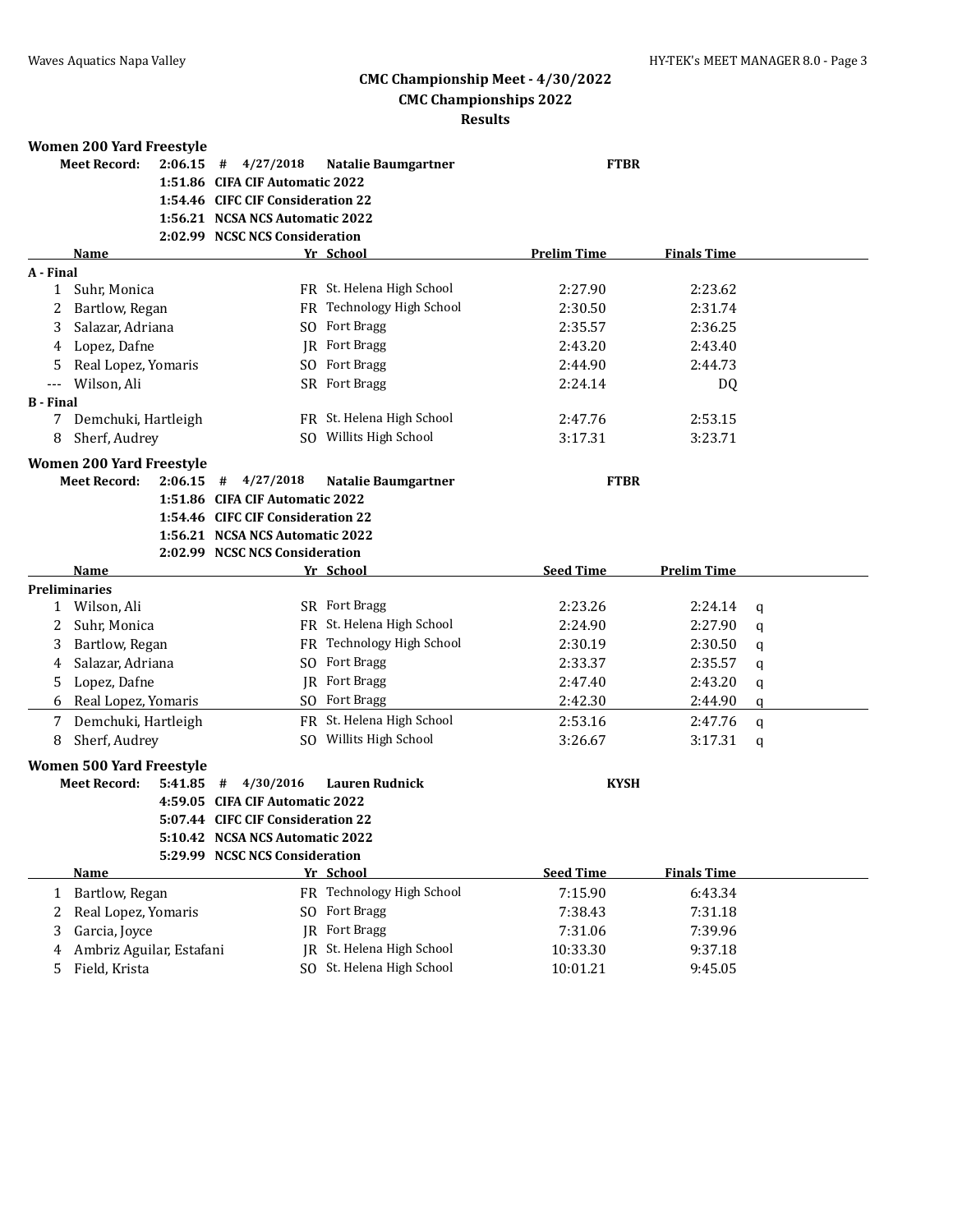# CMC Championship Meet - 4/30/2022
## CMC Championships 2022
### Results

**Women 200 Yard Freestyle**

**Meet Record:** **2:06.15 # 4/27/2018 Natalie Baumgartner FTBR**
**1:51.86 CIFA CIF Automatic 2022**
**1:54.46 CIFC CIF Consideration 22**
**1:56.21 NCSA NCS Automatic 2022**
**2:02.99 NCSC NCS Consideration**

| | Name | Yr | School | Prelim Time | Finals Time |
|---|---|---|---|---|---|
| **A - Final** | | | | | |
| 1 | Suhr, Monica | FR | St. Helena High School | 2:27.90 | 2:23.62 |
| 2 | Bartlow, Regan | FR | Technology High School | 2:30.50 | 2:31.74 |
| 3 | Salazar, Adriana | SO | Fort Bragg | 2:35.57 | 2:36.25 |
| 4 | Lopez, Dafne | JR | Fort Bragg | 2:43.20 | 2:43.40 |
| 5 | Real Lopez, Yomaris | SO | Fort Bragg | 2:44.90 | 2:44.73 |
| --- | Wilson, Ali | SR | Fort Bragg | 2:24.14 | DQ |
| **B - Final** | | | | | |
| 7 | Demchuki, Hartleigh | FR | St. Helena High School | 2:47.76 | 2:53.15 |
| 8 | Sherf, Audrey | SO | Willits High School | 3:17.31 | 3:23.71 |

**Women 200 Yard Freestyle**

**Meet Record:** **2:06.15 # 4/27/2018 Natalie Baumgartner FTBR**
**1:51.86 CIFA CIF Automatic 2022**
**1:54.46 CIFC CIF Consideration 22**
**1:56.21 NCSA NCS Automatic 2022**
**2:02.99 NCSC NCS Consideration**

| | Name | Yr | School | Seed Time | Prelim Time | |
|---|---|---|---|---|---|---|
| **Preliminaries** | | | | | | |
| 1 | Wilson, Ali | SR | Fort Bragg | 2:23.26 | 2:24.14 | q |
| 2 | Suhr, Monica | FR | St. Helena High School | 2:24.90 | 2:27.90 | q |
| 3 | Bartlow, Regan | FR | Technology High School | 2:30.19 | 2:30.50 | q |
| 4 | Salazar, Adriana | SO | Fort Bragg | 2:33.37 | 2:35.57 | q |
| 5 | Lopez, Dafne | JR | Fort Bragg | 2:47.40 | 2:43.20 | q |
| 6 | Real Lopez, Yomaris | SO | Fort Bragg | 2:42.30 | 2:44.90 | q |
| 7 | Demchuki, Hartleigh | FR | St. Helena High School | 2:53.16 | 2:47.76 | q |
| 8 | Sherf, Audrey | SO | Willits High School | 3:26.67 | 3:17.31 | q |

**Women 500 Yard Freestyle**

**Meet Record:** **5:41.85 # 4/30/2016 Lauren Rudnick KYSH**
**4:59.05 CIFA CIF Automatic 2022**
**5:07.44 CIFC CIF Consideration 22**
**5:10.42 NCSA NCS Automatic 2022**
**5:29.99 NCSC NCS Consideration**

| | Name | Yr | School | Seed Time | Finals Time |
|---|---|---|---|---|---|
| 1 | Bartlow, Regan | FR | Technology High School | 7:15.90 | 6:43.34 |
| 2 | Real Lopez, Yomaris | SO | Fort Bragg | 7:38.43 | 7:31.18 |
| 3 | Garcia, Joyce | JR | Fort Bragg | 7:31.06 | 7:39.96 |
| 4 | Ambriz Aguilar, Estafani | JR | St. Helena High School | 10:33.30 | 9:37.18 |
| 5 | Field, Krista | SO | St. Helena High School | 10:01.21 | 9:45.05 |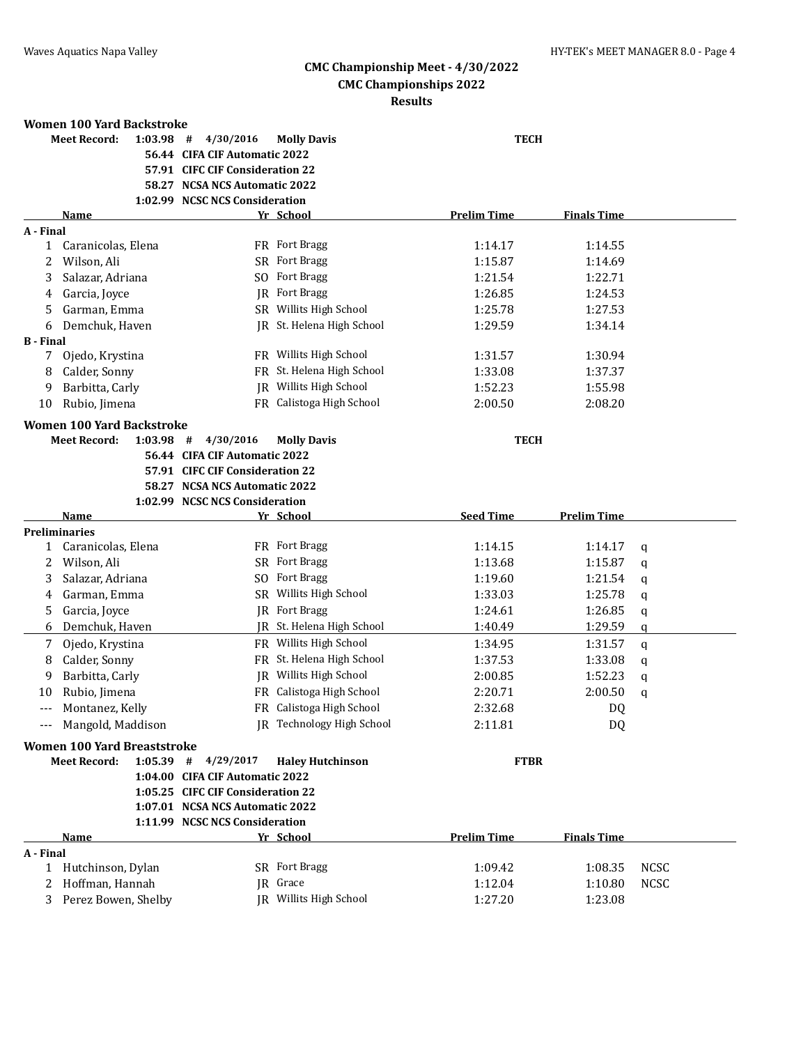## CMC Championship Meet - 4/30/2022

### CMC Championships 2022

### Results

#### Women 100 Yard Backstroke

**Meet Record:** 1:03.98 # 4/30/2016 **Molly Davis** **TECH**

**56.44 CIFA CIF Automatic 2022**
**57.91 CIFC CIF Consideration 22**
**58.27 NCSA NCS Automatic 2022**
**1:02.99 NCSC NCS Consideration**

| | Name | Yr | School | Prelim Time | Finals Time | |
|---|---|---|---|---|---|---|
| **A - Final** | | | | | | |
| 1 | Caranicolas, Elena | FR | Fort Bragg | 1:14.17 | 1:14.55 | |
| 2 | Wilson, Ali | SR | Fort Bragg | 1:15.87 | 1:14.69 | |
| 3 | Salazar, Adriana | SO | Fort Bragg | 1:21.54 | 1:22.71 | |
| 4 | Garcia, Joyce | JR | Fort Bragg | 1:26.85 | 1:24.53 | |
| 5 | Garman, Emma | SR | Willits High School | 1:25.78 | 1:27.53 | |
| 6 | Demchuk, Haven | JR | St. Helena High School | 1:29.59 | 1:34.14 | |
| **B - Final** | | | | | | |
| 7 | Ojedo, Krystina | FR | Willits High School | 1:31.57 | 1:30.94 | |
| 8 | Calder, Sonny | FR | St. Helena High School | 1:33.08 | 1:37.37 | |
| 9 | Barbitta, Carly | JR | Willits High School | 1:52.23 | 1:55.98 | |
| 10 | Rubio, Jimena | FR | Calistoga High School | 2:00.50 | 2:08.20 | |

#### Women 100 Yard Backstroke

**Meet Record:** 1:03.98 # 4/30/2016 **Molly Davis** **TECH**

**56.44 CIFA CIF Automatic 2022**
**57.91 CIFC CIF Consideration 22**
**58.27 NCSA NCS Automatic 2022**
**1:02.99 NCSC NCS Consideration**

| | Name | Yr | School | Seed Time | Prelim Time | |
|---|---|---|---|---|---|---|
| **Preliminaries** | | | | | | |
| 1 | Caranicolas, Elena | FR | Fort Bragg | 1:14.15 | 1:14.17 | q |
| 2 | Wilson, Ali | SR | Fort Bragg | 1:13.68 | 1:15.87 | q |
| 3 | Salazar, Adriana | SO | Fort Bragg | 1:19.60 | 1:21.54 | q |
| 4 | Garman, Emma | SR | Willits High School | 1:33.03 | 1:25.78 | q |
| 5 | Garcia, Joyce | JR | Fort Bragg | 1:24.61 | 1:26.85 | q |
| 6 | Demchuk, Haven | JR | St. Helena High School | 1:40.49 | 1:29.59 | q |
| 7 | Ojedo, Krystina | FR | Willits High School | 1:34.95 | 1:31.57 | q |
| 8 | Calder, Sonny | FR | St. Helena High School | 1:37.53 | 1:33.08 | q |
| 9 | Barbitta, Carly | JR | Willits High School | 2:00.85 | 1:52.23 | q |
| 10 | Rubio, Jimena | FR | Calistoga High School | 2:20.71 | 2:00.50 | q |
| --- | Montanez, Kelly | FR | Calistoga High School | 2:32.68 | DQ | |
| --- | Mangold, Maddison | JR | Technology High School | 2:11.81 | DQ | |

#### Women 100 Yard Breaststroke

**Meet Record:** 1:05.39 # 4/29/2017 **Haley Hutchinson** **FTBR**

**1:04.00 CIFA CIF Automatic 2022**
**1:05.25 CIFC CIF Consideration 22**
**1:07.01 NCSA NCS Automatic 2022**
**1:11.99 NCSC NCS Consideration**

| | Name | Yr | School | Prelim Time | Finals Time | |
|---|---|---|---|---|---|---|
| **A - Final** | | | | | | |
| 1 | Hutchinson, Dylan | SR | Fort Bragg | 1:09.42 | 1:08.35 | NCSC |
| 2 | Hoffman, Hannah | JR | Grace | 1:12.04 | 1:10.80 | NCSC |
| 3 | Perez Bowen, Shelby | JR | Willits High School | 1:27.20 | 1:23.08 | |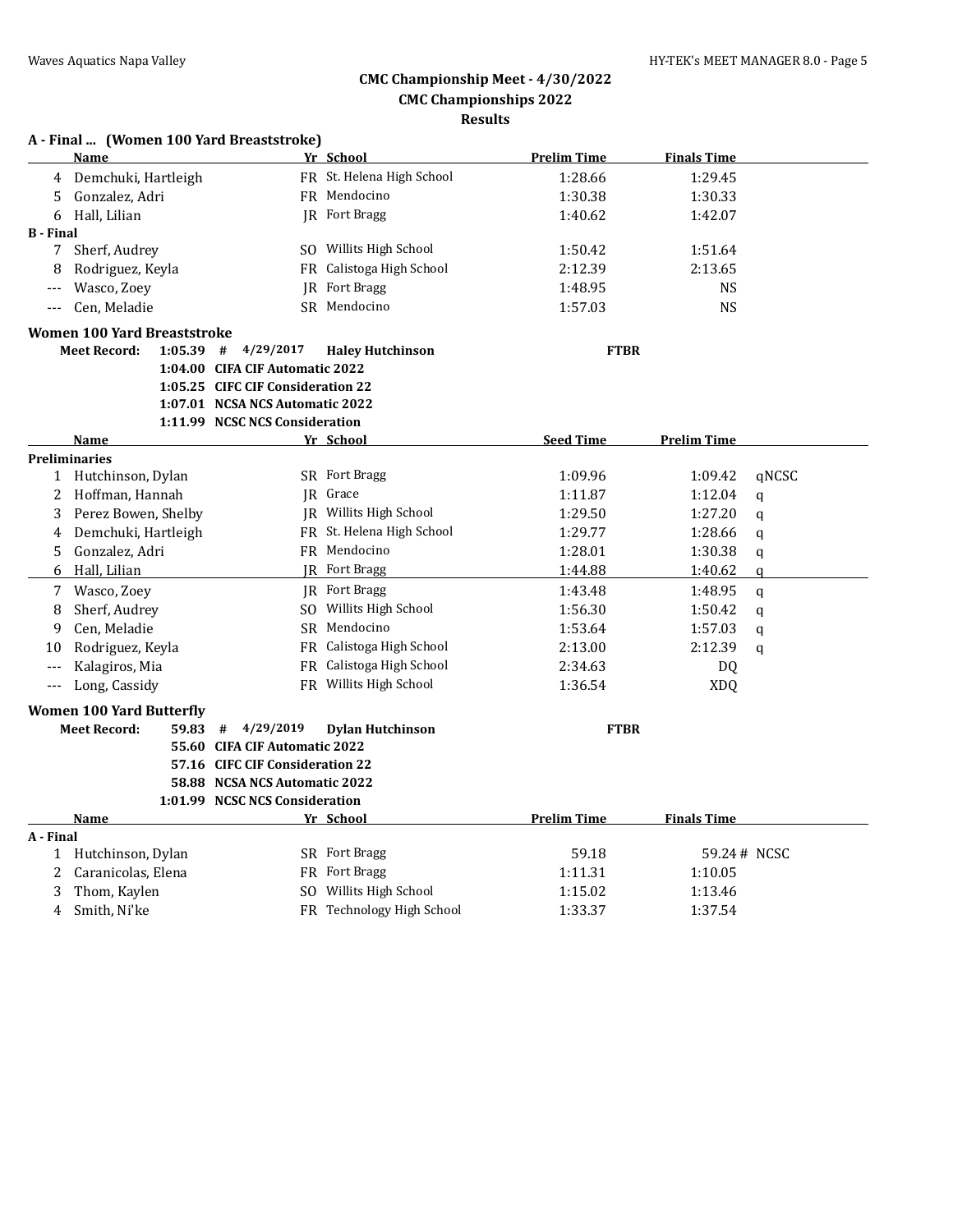# CMC Championship Meet - 4/30/2022
## CMC Championships 2022
### Results

**A - Final ... (Women 100 Yard Breaststroke)**

| | Name | Yr | School | Prelim Time | Finals Time | |
|---|---|---|---|---|---|---|
| 4 | Demchuki, Hartleigh | FR | St. Helena High School | 1:28.66 | 1:29.45 | |
| 5 | Gonzalez, Adri | FR | Mendocino | 1:30.38 | 1:30.33 | |
| 6 | Hall, Lilian | JR | Fort Bragg | 1:40.62 | 1:42.07 | |
| **B - Final** | | | | | | |
| 7 | Sherf, Audrey | SO | Willits High School | 1:50.42 | 1:51.64 | |
| 8 | Rodriguez, Keyla | FR | Calistoga High School | 2:12.39 | 2:13.65 | |
| --- | Wasco, Zoey | JR | Fort Bragg | 1:48.95 | NS | |
| --- | Cen, Meladie | SR | Mendocino | 1:57.03 | NS | |

**Women 100 Yard Breaststroke**

**Meet Record:** 1:05.39 # 4/29/2017 **Haley Hutchinson** **FTBR**

- 1:04.00 CIFA CIF Automatic 2022
- 1:05.25 CIFC CIF Consideration 22
- 1:07.01 NCSA NCS Automatic 2022
- 1:11.99 NCSC NCS Consideration

| | Name | Yr | School | Seed Time | Prelim Time | |
|---|---|---|---|---|---|---|
| **Preliminaries** | | | | | | |
| 1 | Hutchinson, Dylan | SR | Fort Bragg | 1:09.96 | 1:09.42 | qNCSC |
| 2 | Hoffman, Hannah | JR | Grace | 1:11.87 | 1:12.04 | q |
| 3 | Perez Bowen, Shelby | JR | Willits High School | 1:29.50 | 1:27.20 | q |
| 4 | Demchuki, Hartleigh | FR | St. Helena High School | 1:29.77 | 1:28.66 | q |
| 5 | Gonzalez, Adri | FR | Mendocino | 1:28.01 | 1:30.38 | q |
| 6 | Hall, Lilian | JR | Fort Bragg | 1:44.88 | 1:40.62 | q |
| 7 | Wasco, Zoey | JR | Fort Bragg | 1:43.48 | 1:48.95 | q |
| 8 | Sherf, Audrey | SO | Willits High School | 1:56.30 | 1:50.42 | q |
| 9 | Cen, Meladie | SR | Mendocino | 1:53.64 | 1:57.03 | q |
| 10 | Rodriguez, Keyla | FR | Calistoga High School | 2:13.00 | 2:12.39 | q |
| --- | Kalagiros, Mia | FR | Calistoga High School | 2:34.63 | DQ | |
| --- | Long, Cassidy | FR | Willits High School | 1:36.54 | XDQ | |

**Women 100 Yard Butterfly**

**Meet Record:** 59.83 # 4/29/2019 **Dylan Hutchinson** **FTBR**

- 55.60 CIFA CIF Automatic 2022
- 57.16 CIFC CIF Consideration 22
- 58.88 NCSA NCS Automatic 2022
- 1:01.99 NCSC NCS Consideration

| | Name | Yr | School | Prelim Time | Finals Time | |
|---|---|---|---|---|---|---|
| **A - Final** | | | | | | |
| 1 | Hutchinson, Dylan | SR | Fort Bragg | 59.18 | 59.24 # | NCSC |
| 2 | Caranicolas, Elena | FR | Fort Bragg | 1:11.31 | 1:10.05 | |
| 3 | Thom, Kaylen | SO | Willits High School | 1:15.02 | 1:13.46 | |
| 4 | Smith, Ni'ke | FR | Technology High School | 1:33.37 | 1:37.54 | |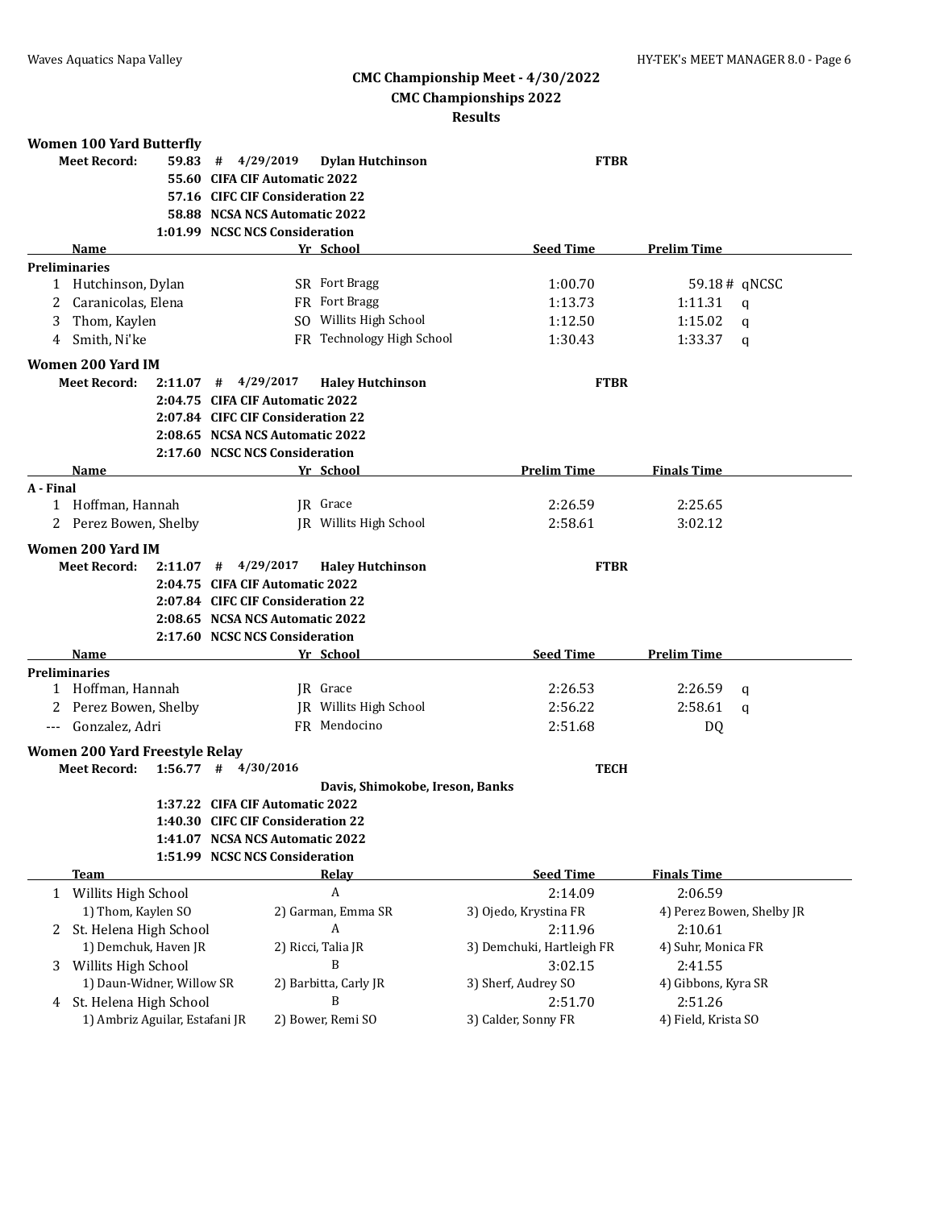## CMC Championship Meet - 4/30/2022

## CMC Championships 2022

## Results

### Women 100 Yard Butterfly

**Meet Record:** 59.83 # 4/29/2019 **Dylan Hutchinson** FTBR

**55.60 CIFA CIF Automatic 2022**
**57.16 CIFC CIF Consideration 22**
**58.88 NCSA NCS Automatic 2022**
**1:01.99 NCSC NCS Consideration**

| | Name | Yr | School | Seed Time | Prelim Time | |
|---|---|---|---|---|---|---|
| **Preliminaries** | | | | | | |
| 1 | Hutchinson, Dylan | SR | Fort Bragg | 1:00.70 | 59.18 # | qNCSC |
| 2 | Caranicolas, Elena | FR | Fort Bragg | 1:13.73 | 1:11.31 | q |
| 3 | Thom, Kaylen | SO | Willits High School | 1:12.50 | 1:15.02 | q |
| 4 | Smith, Ni'ke | FR | Technology High School | 1:30.43 | 1:33.37 | q |

### Women 200 Yard IM

**Meet Record:** 2:11.07 # 4/29/2017 **Haley Hutchinson** FTBR

**2:04.75 CIFA CIF Automatic 2022**
**2:07.84 CIFC CIF Consideration 22**
**2:08.65 NCSA NCS Automatic 2022**
**2:17.60 NCSC NCS Consideration**

| | Name | Yr | School | Prelim Time | Finals Time |
|---|---|---|---|---|---|
| **A - Final** | | | | | |
| 1 | Hoffman, Hannah | JR | Grace | 2:26.59 | 2:25.65 |
| 2 | Perez Bowen, Shelby | JR | Willits High School | 2:58.61 | 3:02.12 |

### Women 200 Yard IM

**Meet Record:** 2:11.07 # 4/29/2017 **Haley Hutchinson** FTBR

**2:04.75 CIFA CIF Automatic 2022**
**2:07.84 CIFC CIF Consideration 22**
**2:08.65 NCSA NCS Automatic 2022**
**2:17.60 NCSC NCS Consideration**

| | Name | Yr | School | Seed Time | Prelim Time | |
|---|---|---|---|---|---|---|
| **Preliminaries** | | | | | | |
| 1 | Hoffman, Hannah | JR | Grace | 2:26.53 | 2:26.59 | q |
| 2 | Perez Bowen, Shelby | JR | Willits High School | 2:56.22 | 2:58.61 | q |
| --- | Gonzalez, Adri | FR | Mendocino | 2:51.68 | DQ | |

### Women 200 Yard Freestyle Relay

**Meet Record:** 1:56.77 # 4/30/2016 TECH
**Davis, Shimokobe, Ireson, Banks**

**1:37.22 CIFA CIF Automatic 2022**
**1:40.30 CIFC CIF Consideration 22**
**1:41.07 NCSA NCS Automatic 2022**
**1:51.99 NCSC NCS Consideration**

| | Team | Relay | Seed Time | Finals Time |
|---|---|---|---|---|
| 1 | Willits High School | A | 2:14.09 | 2:06.59 |
| | 1) Thom, Kaylen SO | 2) Garman, Emma SR | 3) Ojedo, Krystina FR | 4) Perez Bowen, Shelby JR |
| 2 | St. Helena High School | A | 2:11.96 | 2:10.61 |
| | 1) Demchuk, Haven JR | 2) Ricci, Talia JR | 3) Demchuki, Hartleigh FR | 4) Suhr, Monica FR |
| 3 | Willits High School | B | 3:02.15 | 2:41.55 |
| | 1) Daun-Widner, Willow SR | 2) Barbitta, Carly JR | 3) Sherf, Audrey SO | 4) Gibbons, Kyra SR |
| 4 | St. Helena High School | B | 2:51.70 | 2:51.26 |
| | 1) Ambriz Aguilar, Estafani JR | 2) Bower, Remi SO | 3) Calder, Sonny FR | 4) Field, Krista SO |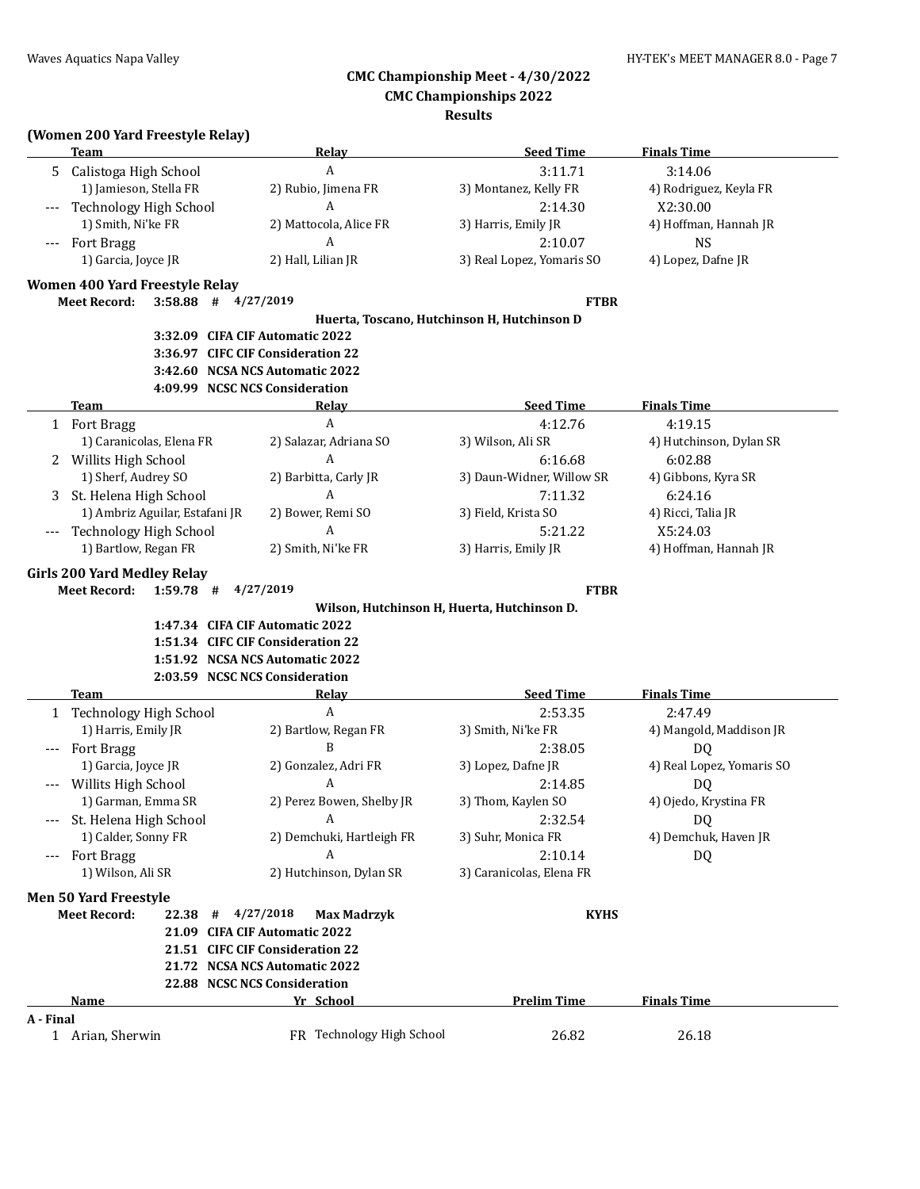## CMC Championship Meet - 4/30/2022
## CMC Championships 2022
## Results

### (Women 200 Yard Freestyle Relay)

| | Team | Relay | Seed Time | Finals Time |
|---|---|---|---|---|
| 5 | Calistoga High School | A | 3:11.71 | 3:14.06 |
| | 1) Jamieson, Stella FR | 2) Rubio, Jimena FR | 3) Montanez, Kelly FR | 4) Rodriguez, Keyla FR |
| --- | Technology High School | A | 2:14.30 | X2:30.00 |
| | 1) Smith, Ni'ke FR | 2) Mattocola, Alice FR | 3) Harris, Emily JR | 4) Hoffman, Hannah JR |
| --- | Fort Bragg | A | 2:10.07 | NS |
| | 1) Garcia, Joyce JR | 2) Hall, Lilian JR | 3) Real Lopez, Yomaris SO | 4) Lopez, Dafne JR |

### Women 400 Yard Freestyle Relay

**Meet Record:** 3:58.88 # 4/27/2019 FTBR
Huerta, Toscano, Hutchinson H, Hutchinson D

3:32.09 CIFA CIF Automatic 2022
3:36.97 CIFC CIF Consideration 22
3:42.60 NCSA NCS Automatic 2022
4:09.99 NCSC NCS Consideration

| | Team | Relay | Seed Time | Finals Time |
|---|---|---|---|---|
| 1 | Fort Bragg | A | 4:12.76 | 4:19.15 |
| | 1) Caranicolas, Elena FR | 2) Salazar, Adriana SO | 3) Wilson, Ali SR | 4) Hutchinson, Dylan SR |
| 2 | Willits High School | A | 6:16.68 | 6:02.88 |
| | 1) Sherf, Audrey SO | 2) Barbitta, Carly JR | 3) Daun-Widner, Willow SR | 4) Gibbons, Kyra SR |
| 3 | St. Helena High School | A | 7:11.32 | 6:24.16 |
| | 1) Ambriz Aguilar, Estafani JR | 2) Bower, Remi SO | 3) Field, Krista SO | 4) Ricci, Talia JR |
| --- | Technology High School | A | 5:21.22 | X5:24.03 |
| | 1) Bartlow, Regan FR | 2) Smith, Ni'ke FR | 3) Harris, Emily JR | 4) Hoffman, Hannah JR |

### Girls 200 Yard Medley Relay

**Meet Record:** 1:59.78 # 4/27/2019 FTBR
Wilson, Hutchinson H, Huerta, Hutchinson D.

1:47.34 CIFA CIF Automatic 2022
1:51.34 CIFC CIF Consideration 22
1:51.92 NCSA NCS Automatic 2022
2:03.59 NCSC NCS Consideration

| | Team | Relay | Seed Time | Finals Time |
|---|---|---|---|---|
| 1 | Technology High School | A | 2:53.35 | 2:47.49 |
| | 1) Harris, Emily JR | 2) Bartlow, Regan FR | 3) Smith, Ni'ke FR | 4) Mangold, Maddison JR |
| --- | Fort Bragg | B | 2:38.05 | DQ |
| | 1) Garcia, Joyce JR | 2) Gonzalez, Adri FR | 3) Lopez, Dafne JR | 4) Real Lopez, Yomaris SO |
| --- | Willits High School | A | 2:14.85 | DQ |
| | 1) Garman, Emma SR | 2) Perez Bowen, Shelby JR | 3) Thom, Kaylen SO | 4) Ojedo, Krystina FR |
| --- | St. Helena High School | A | 2:32.54 | DQ |
| | 1) Calder, Sonny FR | 2) Demchuki, Hartleigh FR | 3) Suhr, Monica FR | 4) Demchuk, Haven JR |
| --- | Fort Bragg | A | 2:10.14 | DQ |
| | 1) Wilson, Ali SR | 2) Hutchinson, Dylan SR | 3) Caranicolas, Elena FR | |

### Men 50 Yard Freestyle

**Meet Record:** 22.38 # 4/27/2018 Max Madrzyk KYHS

21.09 CIFA CIF Automatic 2022
21.51 CIFC CIF Consideration 22
21.72 NCSA NCS Automatic 2022
22.88 NCSC NCS Consideration

| | Name | Yr | School | Prelim Time | Finals Time |
|---|---|---|---|---|---|
| **A - Final** | | | | | |
| 1 | Arian, Sherwin | FR | Technology High School | 26.82 | 26.18 |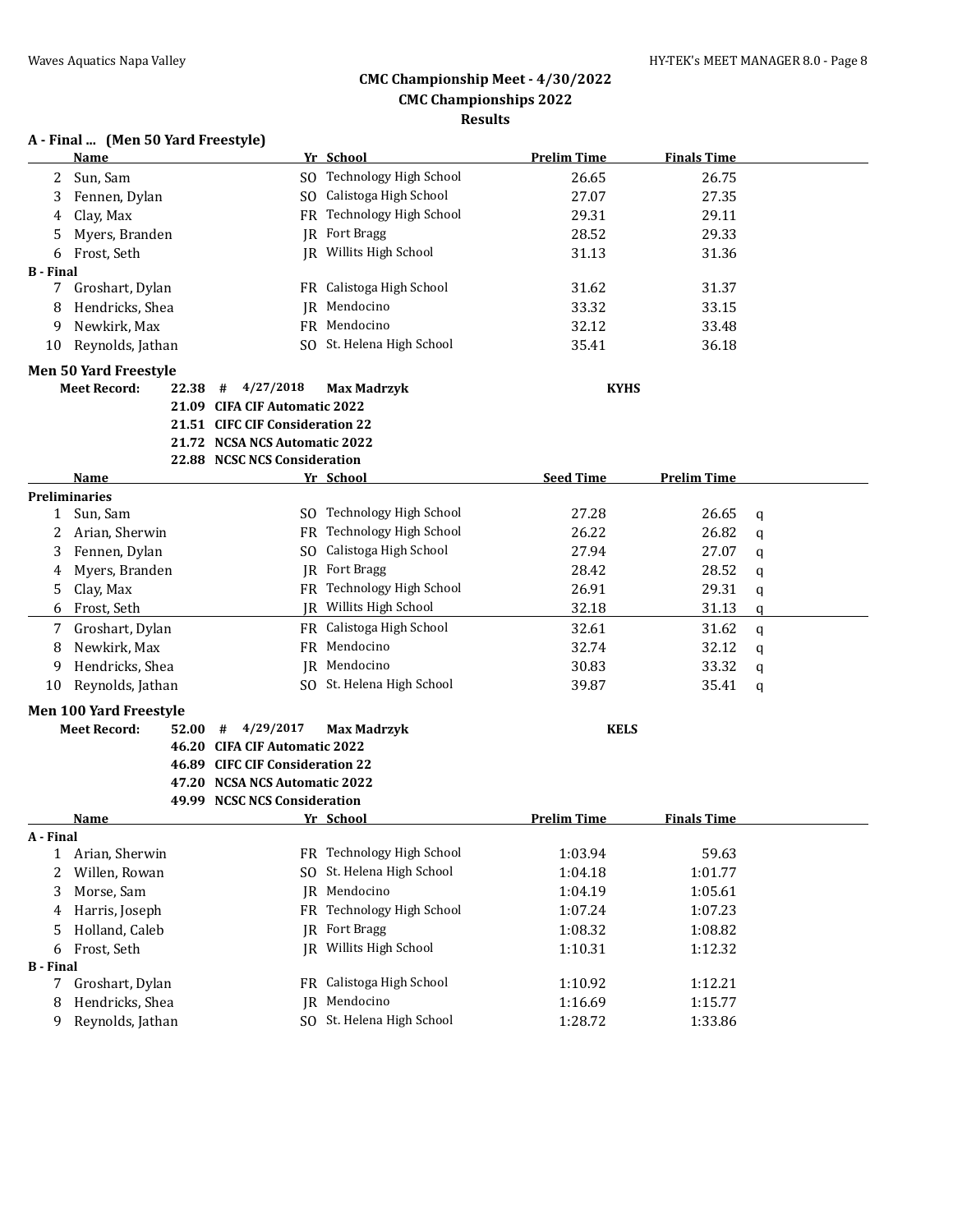## CMC Championship Meet - 4/30/2022
## CMC Championships 2022
## Results

### A - Final ... (Men 50 Yard Freestyle)

| | Name | Yr | School | Prelim Time | Finals Time |
|---|---|---|---|---|---|
| 2 | Sun, Sam | SO | Technology High School | 26.65 | 26.75 |
| 3 | Fennen, Dylan | SO | Calistoga High School | 27.07 | 27.35 |
| 4 | Clay, Max | FR | Technology High School | 29.31 | 29.11 |
| 5 | Myers, Branden | JR | Fort Bragg | 28.52 | 29.33 |
| 6 | Frost, Seth | JR | Willits High School | 31.13 | 31.36 |
| **B - Final** | | | | | |
| 7 | Groshart, Dylan | FR | Calistoga High School | 31.62 | 31.37 |
| 8 | Hendricks, Shea | JR | Mendocino | 33.32 | 33.15 |
| 9 | Newkirk, Max | FR | Mendocino | 32.12 | 33.48 |
| 10 | Reynolds, Jathan | SO | St. Helena High School | 35.41 | 36.18 |

### Men 50 Yard Freestyle

**Meet Record:** 22.38 # 4/27/2018 **Max Madrzyk** **KYHS**
- **21.09 CIFA CIF Automatic 2022**
- **21.51 CIFC CIF Consideration 22**
- **21.72 NCSA NCS Automatic 2022**
- **22.88 NCSC NCS Consideration**

| | Name | Yr | School | Seed Time | Prelim Time | |
|---|---|---|---|---|---|---|
| **Preliminaries** | | | | | | |
| 1 | Sun, Sam | SO | Technology High School | 27.28 | 26.65 | q |
| 2 | Arian, Sherwin | FR | Technology High School | 26.22 | 26.82 | q |
| 3 | Fennen, Dylan | SO | Calistoga High School | 27.94 | 27.07 | q |
| 4 | Myers, Branden | JR | Fort Bragg | 28.42 | 28.52 | q |
| 5 | Clay, Max | FR | Technology High School | 26.91 | 29.31 | q |
| 6 | Frost, Seth | JR | Willits High School | 32.18 | 31.13 | q |
| 7 | Groshart, Dylan | FR | Calistoga High School | 32.61 | 31.62 | q |
| 8 | Newkirk, Max | FR | Mendocino | 32.74 | 32.12 | q |
| 9 | Hendricks, Shea | JR | Mendocino | 30.83 | 33.32 | q |
| 10 | Reynolds, Jathan | SO | St. Helena High School | 39.87 | 35.41 | q |

### Men 100 Yard Freestyle

**Meet Record:** 52.00 # 4/29/2017 **Max Madrzyk** **KELS**
- **46.20 CIFA CIF Automatic 2022**
- **46.89 CIFC CIF Consideration 22**
- **47.20 NCSA NCS Automatic 2022**
- **49.99 NCSC NCS Consideration**

| | Name | Yr | School | Prelim Time | Finals Time |
|---|---|---|---|---|---|
| **A - Final** | | | | | |
| 1 | Arian, Sherwin | FR | Technology High School | 1:03.94 | 59.63 |
| 2 | Willen, Rowan | SO | St. Helena High School | 1:04.18 | 1:01.77 |
| 3 | Morse, Sam | JR | Mendocino | 1:04.19 | 1:05.61 |
| 4 | Harris, Joseph | FR | Technology High School | 1:07.24 | 1:07.23 |
| 5 | Holland, Caleb | JR | Fort Bragg | 1:08.32 | 1:08.82 |
| 6 | Frost, Seth | JR | Willits High School | 1:10.31 | 1:12.32 |
| **B - Final** | | | | | |
| 7 | Groshart, Dylan | FR | Calistoga High School | 1:10.92 | 1:12.21 |
| 8 | Hendricks, Shea | JR | Mendocino | 1:16.69 | 1:15.77 |
| 9 | Reynolds, Jathan | SO | St. Helena High School | 1:28.72 | 1:33.86 |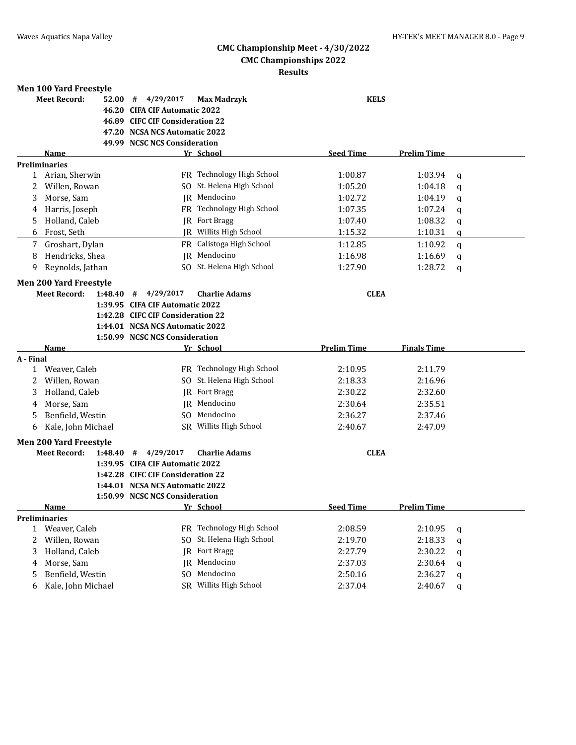**CMC Championship Meet - 4/30/2022**
**CMC Championships 2022**
**Results**

### Men 100 Yard Freestyle

**Meet Record:** 52.00 # 4/29/2017 **Max Madrzyk** **KELS**

- **46.20 CIFA CIF Automatic 2022**
- **46.89 CIFC CIF Consideration 22**
- **47.20 NCSA NCS Automatic 2022**
- **49.99 NCSC NCS Consideration**

| | Name | Yr | School | Seed Time | Prelim Time | |
|---|---|---|---|---|---|---|
| **Preliminaries** | | | | | | |
| 1 | Arian, Sherwin | FR | Technology High School | 1:00.87 | 1:03.94 | q |
| 2 | Willen, Rowan | SO | St. Helena High School | 1:05.20 | 1:04.18 | q |
| 3 | Morse, Sam | JR | Mendocino | 1:02.72 | 1:04.19 | q |
| 4 | Harris, Joseph | FR | Technology High School | 1:07.35 | 1:07.24 | q |
| 5 | Holland, Caleb | JR | Fort Bragg | 1:07.40 | 1:08.32 | q |
| 6 | Frost, Seth | JR | Willits High School | 1:15.32 | 1:10.31 | q |
| 7 | Groshart, Dylan | FR | Calistoga High School | 1:12.85 | 1:10.92 | q |
| 8 | Hendricks, Shea | JR | Mendocino | 1:16.98 | 1:16.69 | q |
| 9 | Reynolds, Jathan | SO | St. Helena High School | 1:27.90 | 1:28.72 | q |

### Men 200 Yard Freestyle

**Meet Record:** 1:48.40 # 4/29/2017 **Charlie Adams** **CLEA**

- **1:39.95 CIFA CIF Automatic 2022**
- **1:42.28 CIFC CIF Consideration 22**
- **1:44.01 NCSA NCS Automatic 2022**
- **1:50.99 NCSC NCS Consideration**

| | Name | Yr | School | Prelim Time | Finals Time |
|---|---|---|---|---|---|
| **A - Final** | | | | | |
| 1 | Weaver, Caleb | FR | Technology High School | 2:10.95 | 2:11.79 |
| 2 | Willen, Rowan | SO | St. Helena High School | 2:18.33 | 2:16.96 |
| 3 | Holland, Caleb | JR | Fort Bragg | 2:30.22 | 2:32.60 |
| 4 | Morse, Sam | JR | Mendocino | 2:30.64 | 2:35.51 |
| 5 | Benfield, Westin | SO | Mendocino | 2:36.27 | 2:37.46 |
| 6 | Kale, John Michael | SR | Willits High School | 2:40.67 | 2:47.09 |

### Men 200 Yard Freestyle

**Meet Record:** 1:48.40 # 4/29/2017 **Charlie Adams** **CLEA**

- **1:39.95 CIFA CIF Automatic 2022**
- **1:42.28 CIFC CIF Consideration 22**
- **1:44.01 NCSA NCS Automatic 2022**
- **1:50.99 NCSC NCS Consideration**

| | Name | Yr | School | Seed Time | Prelim Time | |
|---|---|---|---|---|---|---|
| **Preliminaries** | | | | | | |
| 1 | Weaver, Caleb | FR | Technology High School | 2:08.59 | 2:10.95 | q |
| 2 | Willen, Rowan | SO | St. Helena High School | 2:19.70 | 2:18.33 | q |
| 3 | Holland, Caleb | JR | Fort Bragg | 2:27.79 | 2:30.22 | q |
| 4 | Morse, Sam | JR | Mendocino | 2:37.03 | 2:30.64 | q |
| 5 | Benfield, Westin | SO | Mendocino | 2:50.16 | 2:36.27 | q |
| 6 | Kale, John Michael | SR | Willits High School | 2:37.04 | 2:40.67 | q |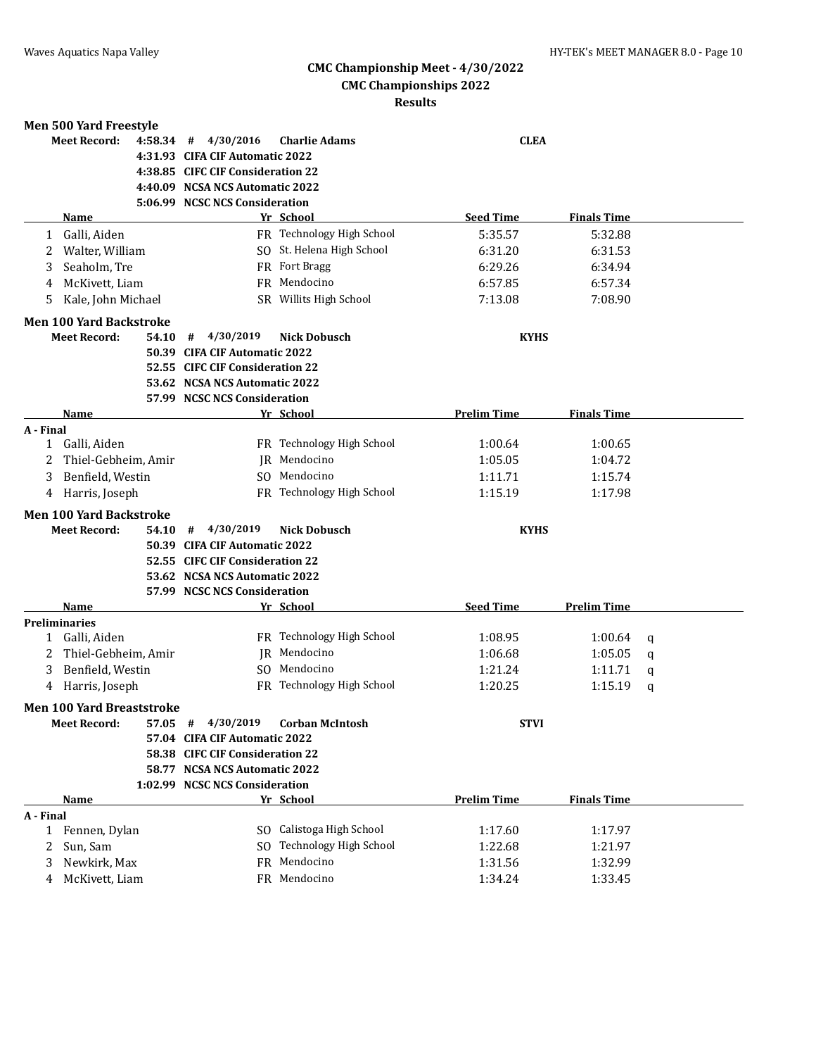# CMC Championship Meet - 4/30/2022
## CMC Championships 2022
### Results

### Men 500 Yard Freestyle

| | | | | |
|---|---|---|---|---|
| **Meet Record:** | **4:58.34** | **# 4/30/2016** | **Charlie Adams** | **CLEA** |
| | **4:31.93** | **CIFA CIF Automatic 2022** | | |
| | **4:38.85** | **CIFC CIF Consideration 22** | | |
| | **4:40.09** | **NCSA NCS Automatic 2022** | | |
| | **5:06.99** | **NCSC NCS Consideration** | | |

| | Name | Yr | School | Seed Time | Finals Time |
|---|---|---|---|---|---|
| 1 | Galli, Aiden | FR | Technology High School | 5:35.57 | 5:32.88 |
| 2 | Walter, William | SO | St. Helena High School | 6:31.20 | 6:31.53 |
| 3 | Seaholm, Tre | FR | Fort Bragg | 6:29.26 | 6:34.94 |
| 4 | McKivett, Liam | FR | Mendocino | 6:57.85 | 6:57.34 |
| 5 | Kale, John Michael | SR | Willits High School | 7:13.08 | 7:08.90 |

### Men 100 Yard Backstroke

| | | | | |
|---|---|---|---|---|
| **Meet Record:** | **54.10** | **# 4/30/2019** | **Nick Dobusch** | **KYHS** |
| | **50.39** | **CIFA CIF Automatic 2022** | | |
| | **52.55** | **CIFC CIF Consideration 22** | | |
| | **53.62** | **NCSA NCS Automatic 2022** | | |
| | **57.99** | **NCSC NCS Consideration** | | |

| | Name | Yr | School | Prelim Time | Finals Time |
|---|---|---|---|---|---|
| **A - Final** | | | | | |
| 1 | Galli, Aiden | FR | Technology High School | 1:00.64 | 1:00.65 |
| 2 | Thiel-Gebheim, Amir | JR | Mendocino | 1:05.05 | 1:04.72 |
| 3 | Benfield, Westin | SO | Mendocino | 1:11.71 | 1:15.74 |
| 4 | Harris, Joseph | FR | Technology High School | 1:15.19 | 1:17.98 |

### Men 100 Yard Backstroke

| | | | | |
|---|---|---|---|---|
| **Meet Record:** | **54.10** | **# 4/30/2019** | **Nick Dobusch** | **KYHS** |
| | **50.39** | **CIFA CIF Automatic 2022** | | |
| | **52.55** | **CIFC CIF Consideration 22** | | |
| | **53.62** | **NCSA NCS Automatic 2022** | | |
| | **57.99** | **NCSC NCS Consideration** | | |

| | Name | Yr | School | Seed Time | Prelim Time | |
|---|---|---|---|---|---|---|
| **Preliminaries** | | | | | | |
| 1 | Galli, Aiden | FR | Technology High School | 1:08.95 | 1:00.64 | q |
| 2 | Thiel-Gebheim, Amir | JR | Mendocino | 1:06.68 | 1:05.05 | q |
| 3 | Benfield, Westin | SO | Mendocino | 1:21.24 | 1:11.71 | q |
| 4 | Harris, Joseph | FR | Technology High School | 1:20.25 | 1:15.19 | q |

### Men 100 Yard Breaststroke

| | | | | |
|---|---|---|---|---|
| **Meet Record:** | **57.05** | **# 4/30/2019** | **Corban McIntosh** | **STVI** |
| | **57.04** | **CIFA CIF Automatic 2022** | | |
| | **58.38** | **CIFC CIF Consideration 22** | | |
| | **58.77** | **NCSA NCS Automatic 2022** | | |
| | **1:02.99** | **NCSC NCS Consideration** | | |

| | Name | Yr | School | Prelim Time | Finals Time |
|---|---|---|---|---|---|
| **A - Final** | | | | | |
| 1 | Fennen, Dylan | SO | Calistoga High School | 1:17.60 | 1:17.97 |
| 2 | Sun, Sam | SO | Technology High School | 1:22.68 | 1:21.97 |
| 3 | Newkirk, Max | FR | Mendocino | 1:31.56 | 1:32.99 |
| 4 | McKivett, Liam | FR | Mendocino | 1:34.24 | 1:33.45 |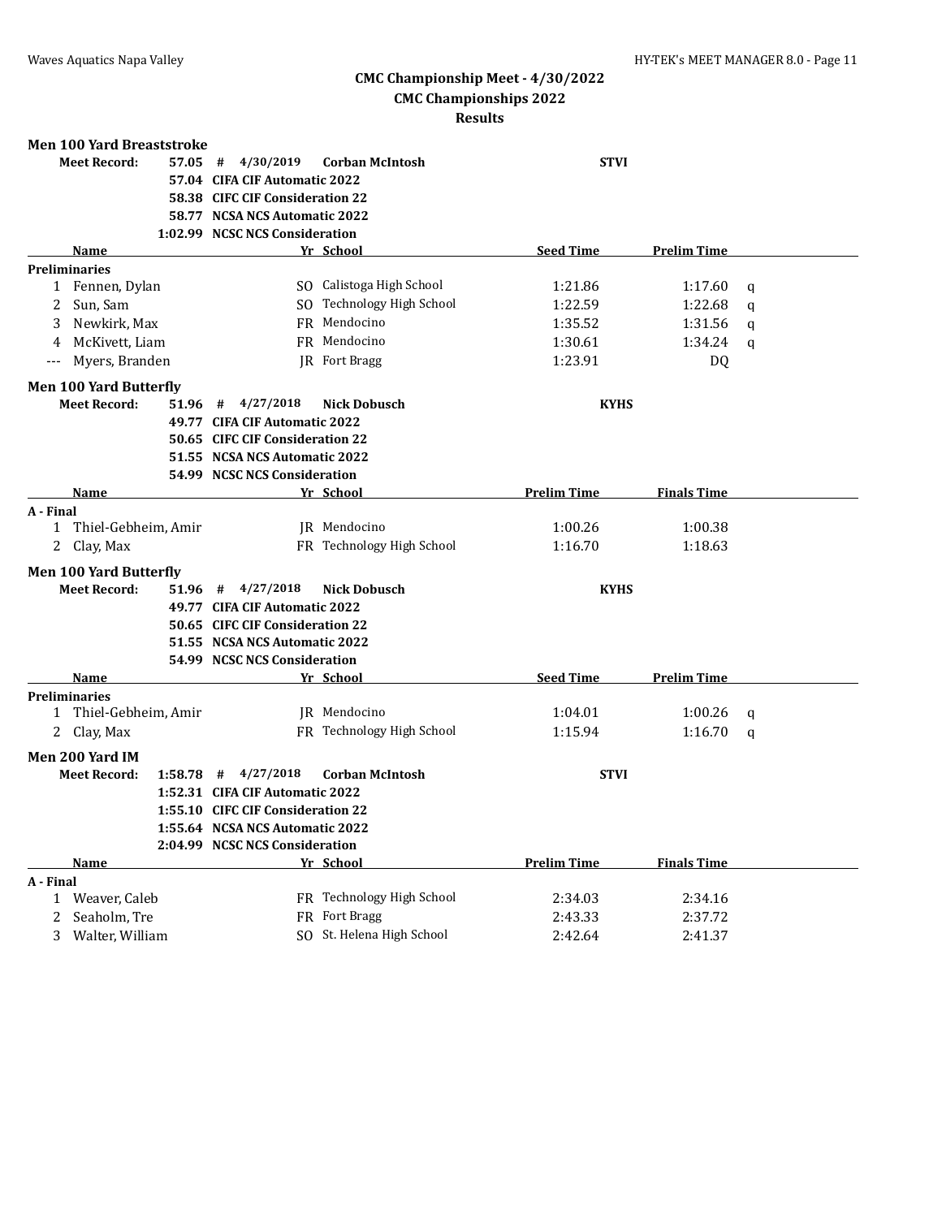# CMC Championship Meet - 4/30/2022
## CMC Championships 2022
### Results

**Men 100 Yard Breaststroke**

| | | | | |
|---|---|---|---|---|
| **Meet Record:** | **57.05 #** | **4/30/2019** | **Corban McIntosh** | **STVI** |
| | **57.04** | **CIFA CIF Automatic 2022** | | |
| | **58.38** | **CIFC CIF Consideration 22** | | |
| | **58.77** | **NCSA NCS Automatic 2022** | | |
| | **1:02.99** | **NCSC NCS Consideration** | | |

**Preliminaries**

| | Name | Yr | School | Seed Time | Prelim Time | |
|---|---|---|---|---|---|---|
| 1 | Fennen, Dylan | SO | Calistoga High School | 1:21.86 | 1:17.60 | q |
| 2 | Sun, Sam | SO | Technology High School | 1:22.59 | 1:22.68 | q |
| 3 | Newkirk, Max | FR | Mendocino | 1:35.52 | 1:31.56 | q |
| 4 | McKivett, Liam | FR | Mendocino | 1:30.61 | 1:34.24 | q |
| --- | Myers, Branden | JR | Fort Bragg | 1:23.91 | DQ | |

**Men 100 Yard Butterfly**

| | | | | |
|---|---|---|---|---|
| **Meet Record:** | **51.96 #** | **4/27/2018** | **Nick Dobusch** | **KYHS** |
| | **49.77** | **CIFA CIF Automatic 2022** | | |
| | **50.65** | **CIFC CIF Consideration 22** | | |
| | **51.55** | **NCSA NCS Automatic 2022** | | |
| | **54.99** | **NCSC NCS Consideration** | | |

**A - Final**

| | Name | Yr | School | Prelim Time | Finals Time |
|---|---|---|---|---|---|
| 1 | Thiel-Gebheim, Amir | JR | Mendocino | 1:00.26 | 1:00.38 |
| 2 | Clay, Max | FR | Technology High School | 1:16.70 | 1:18.63 |

**Men 100 Yard Butterfly**

| | | | | |
|---|---|---|---|---|
| **Meet Record:** | **51.96 #** | **4/27/2018** | **Nick Dobusch** | **KYHS** |
| | **49.77** | **CIFA CIF Automatic 2022** | | |
| | **50.65** | **CIFC CIF Consideration 22** | | |
| | **51.55** | **NCSA NCS Automatic 2022** | | |
| | **54.99** | **NCSC NCS Consideration** | | |

**Preliminaries**

| | Name | Yr | School | Seed Time | Prelim Time | |
|---|---|---|---|---|---|---|
| 1 | Thiel-Gebheim, Amir | JR | Mendocino | 1:04.01 | 1:00.26 | q |
| 2 | Clay, Max | FR | Technology High School | 1:15.94 | 1:16.70 | q |

**Men 200 Yard IM**

| | | | | |
|---|---|---|---|---|
| **Meet Record:** | **1:58.78 #** | **4/27/2018** | **Corban McIntosh** | **STVI** |
| | **1:52.31** | **CIFA CIF Automatic 2022** | | |
| | **1:55.10** | **CIFC CIF Consideration 22** | | |
| | **1:55.64** | **NCSA NCS Automatic 2022** | | |
| | **2:04.99** | **NCSC NCS Consideration** | | |

**A - Final**

| | Name | Yr | School | Prelim Time | Finals Time |
|---|---|---|---|---|---|
| 1 | Weaver, Caleb | FR | Technology High School | 2:34.03 | 2:34.16 |
| 2 | Seaholm, Tre | FR | Fort Bragg | 2:43.33 | 2:37.72 |
| 3 | Walter, William | SO | St. Helena High School | 2:42.64 | 2:41.37 |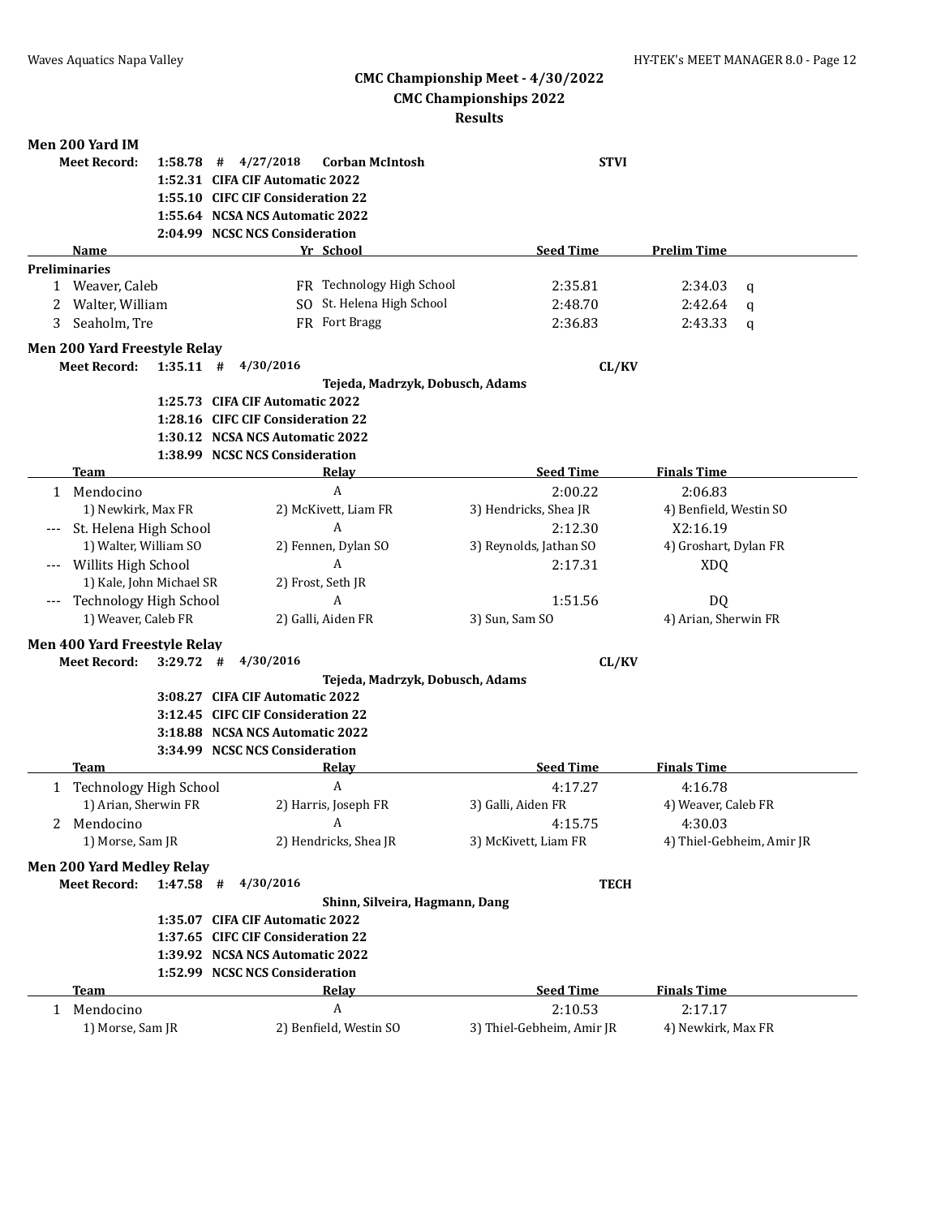## CMC Championship Meet - 4/30/2022
## CMC Championships 2022
## Results

### Men 200 Yard IM

**Meet Record:** **1:58.78 # 4/27/2018 Corban McIntosh STVI**

**1:52.31 CIFA CIF Automatic 2022**
**1:55.10 CIFC CIF Consideration 22**
**1:55.64 NCSA NCS Automatic 2022**
**2:04.99 NCSC NCS Consideration**

| | Name | Yr | School | Seed Time | Prelim Time | |
|---|---|---|---|---|---|---|
| **Preliminaries** | | | | | | |
| 1 | Weaver, Caleb | FR | Technology High School | 2:35.81 | 2:34.03 | q |
| 2 | Walter, William | SO | St. Helena High School | 2:48.70 | 2:42.64 | q |
| 3 | Seaholm, Tre | FR | Fort Bragg | 2:36.83 | 2:43.33 | q |

### Men 200 Yard Freestyle Relay

**Meet Record:** **1:35.11 # 4/30/2016 CL/KV**
**Tejeda, Madrzyk, Dobusch, Adams**

**1:25.73 CIFA CIF Automatic 2022**
**1:28.16 CIFC CIF Consideration 22**
**1:30.12 NCSA NCS Automatic 2022**
**1:38.99 NCSC NCS Consideration**

| | Team | Relay | Seed Time | Finals Time |
|---|---|---|---|---|
| 1 | Mendocino | A | 2:00.22 | 2:06.83 |
| | 1) Newkirk, Max FR | 2) McKivett, Liam FR | 3) Hendricks, Shea JR | 4) Benfield, Westin SO |
| --- | St. Helena High School | A | 2:12.30 | X2:16.19 |
| | 1) Walter, William SO | 2) Fennen, Dylan SO | 3) Reynolds, Jathan SO | 4) Groshart, Dylan FR |
| --- | Willits High School | A | 2:17.31 | XDQ |
| | 1) Kale, John Michael SR | 2) Frost, Seth JR | | |
| --- | Technology High School | A | 1:51.56 | DQ |
| | 1) Weaver, Caleb FR | 2) Galli, Aiden FR | 3) Sun, Sam SO | 4) Arian, Sherwin FR |

### Men 400 Yard Freestyle Relay

**Meet Record:** **3:29.72 # 4/30/2016 CL/KV**
**Tejeda, Madrzyk, Dobusch, Adams**

**3:08.27 CIFA CIF Automatic 2022**
**3:12.45 CIFC CIF Consideration 22**
**3:18.88 NCSA NCS Automatic 2022**
**3:34.99 NCSC NCS Consideration**

| | Team | Relay | Seed Time | Finals Time |
|---|---|---|---|---|
| 1 | Technology High School | A | 4:17.27 | 4:16.78 |
| | 1) Arian, Sherwin FR | 2) Harris, Joseph FR | 3) Galli, Aiden FR | 4) Weaver, Caleb FR |
| 2 | Mendocino | A | 4:15.75 | 4:30.03 |
| | 1) Morse, Sam JR | 2) Hendricks, Shea JR | 3) McKivett, Liam FR | 4) Thiel-Gebheim, Amir JR |

### Men 200 Yard Medley Relay

**Meet Record:** **1:47.58 # 4/30/2016 TECH**
**Shinn, Silveira, Hagmann, Dang**

**1:35.07 CIFA CIF Automatic 2022**
**1:37.65 CIFC CIF Consideration 22**
**1:39.92 NCSA NCS Automatic 2022**
**1:52.99 NCSC NCS Consideration**

| | Team | Relay | Seed Time | Finals Time |
|---|---|---|---|---|
| 1 | Mendocino | A | 2:10.53 | 2:17.17 |
| | 1) Morse, Sam JR | 2) Benfield, Westin SO | 3) Thiel-Gebheim, Amir JR | 4) Newkirk, Max FR |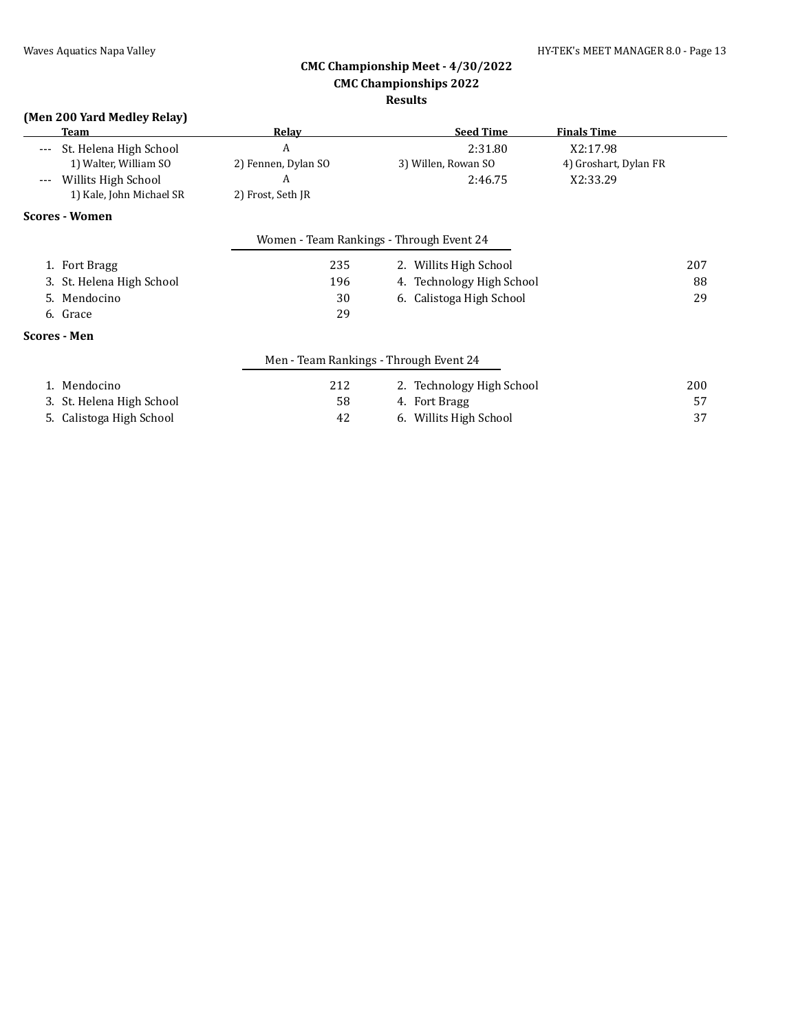**CMC Championship Meet - 4/30/2022**
**CMC Championships 2022**
**Results**

### (Men 200 Yard Medley Relay)

| | Team | Relay | Seed Time | Finals Time |
|---|---|---|---|---|
| --- | St. Helena High School | A | 2:31.80 | X2:17.98 |
| | 1) Walter, William SO | 2) Fennen, Dylan SO | 3) Willen, Rowan SO | 4) Groshart, Dylan FR |
| --- | Willits High School | A | 2:46.75 | X2:33.29 |
| | 1) Kale, John Michael SR | 2) Frost, Seth JR | | |

### Scores - Women

Women - Team Rankings - Through Event 24

| | | | | | |
|---|---|---|---|---|---|
| 1. | Fort Bragg | 235 | 2. | Willits High School | 207 |
| 3. | St. Helena High School | 196 | 4. | Technology High School | 88 |
| 5. | Mendocino | 30 | 6. | Calistoga High School | 29 |
| 6. | Grace | 29 | | | |

### Scores - Men

Men - Team Rankings - Through Event 24

| | | | | | |
|---|---|---|---|---|---|
| 1. | Mendocino | 212 | 2. | Technology High School | 200 |
| 3. | St. Helena High School | 58 | 4. | Fort Bragg | 57 |
| 5. | Calistoga High School | 42 | 6. | Willits High School | 37 |